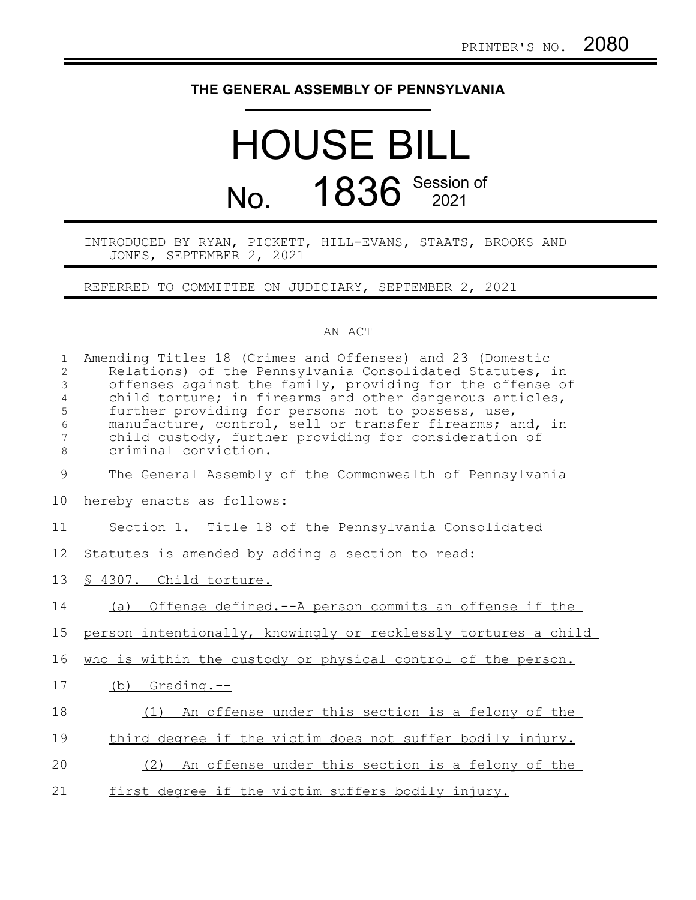PRINTER'S NO. 2080

# THE GENERAL ASSEMBLY OF PENNSYLVANIA

# HOUSE BILL

## No. 1836 Session of 2021

INTRODUCED BY RYAN, PICKETT, HILL-EVANS, STAATS, BROOKS AND JONES, SEPTEMBER 2, 2021

REFERRED TO COMMITTEE ON JUDICIARY, SEPTEMBER 2, 2021

AN ACT

Amending Titles 18 (Crimes and Offenses) and 23 (Domestic Relations) of the Pennsylvania Consolidated Statutes, in offenses against the family, providing for the offense of child torture; in firearms and other dangerous articles, further providing for persons not to possess, use, manufacture, control, sell or transfer firearms; and, in child custody, further providing for consideration of criminal conviction.

The General Assembly of the Commonwealth of Pennsylvania hereby enacts as follows:

Section 1. Title 18 of the Pennsylvania Consolidated Statutes is amended by adding a section to read:

§ 4307. Child torture.

(a) Offense defined.--A person commits an offense if the person intentionally, knowingly or recklessly tortures a child who is within the custody or physical control of the person.

(b) Grading.--

(1) An offense under this section is a felony of the third degree if the victim does not suffer bodily injury.

(2) An offense under this section is a felony of the first degree if the victim suffers bodily injury.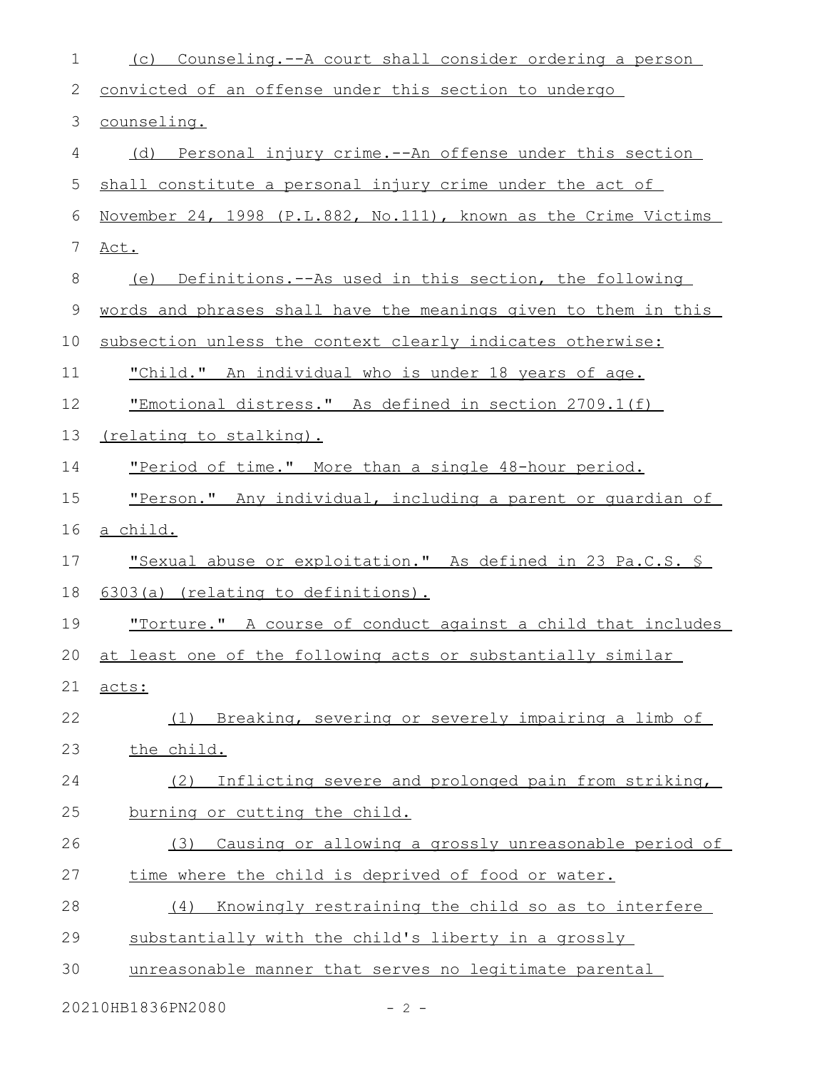(c) Counseling.--A court shall consider ordering a person convicted of an offense under this section to undergo counseling.

(d) Personal injury crime.--An offense under this section shall constitute a personal injury crime under the act of November 24, 1998 (P.L.882, No.111), known as the Crime Victims Act.

(e) Definitions.--As used in this section, the following words and phrases shall have the meanings given to them in this subsection unless the context clearly indicates otherwise:

"Child." An individual who is under 18 years of age.

"Emotional distress." As defined in section 2709.1(f) (relating to stalking).

"Period of time." More than a single 48-hour period.

"Person." Any individual, including a parent or guardian of a child.

"Sexual abuse or exploitation." As defined in 23 Pa.C.S. § 6303(a) (relating to definitions).

"Torture." A course of conduct against a child that includes at least one of the following acts or substantially similar acts:

(1) Breaking, severing or severely impairing a limb of the child.

(2) Inflicting severe and prolonged pain from striking, burning or cutting the child.

(3) Causing or allowing a grossly unreasonable period of time where the child is deprived of food or water.

(4) Knowingly restraining the child so as to interfere substantially with the child's liberty in a grossly unreasonable manner that serves no legitimate parental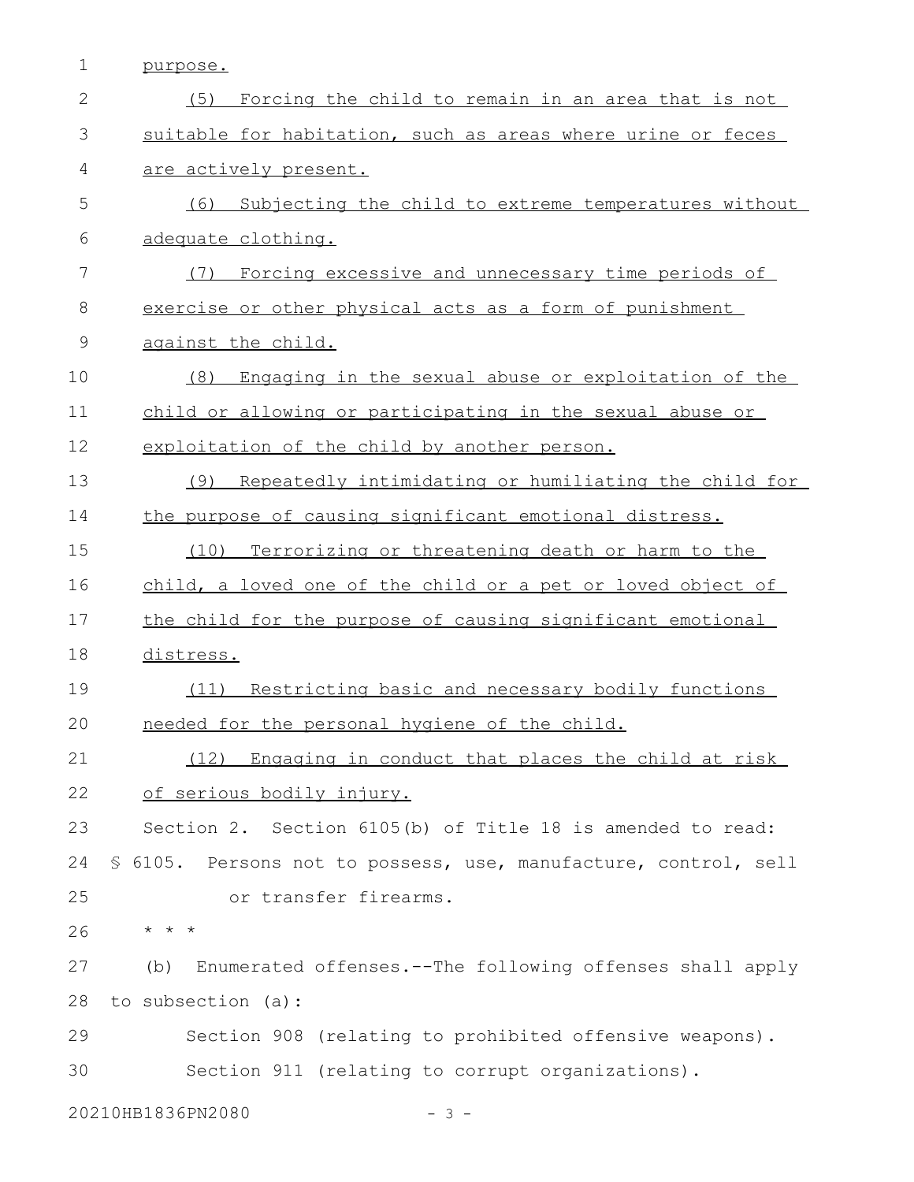purpose.

(5) Forcing the child to remain in an area that is not suitable for habitation, such as areas where urine or feces are actively present.

(6) Subjecting the child to extreme temperatures without adequate clothing.

(7) Forcing excessive and unnecessary time periods of exercise or other physical acts as a form of punishment against the child.

(8) Engaging in the sexual abuse or exploitation of the child or allowing or participating in the sexual abuse or exploitation of the child by another person.

(9) Repeatedly intimidating or humiliating the child for the purpose of causing significant emotional distress.

(10) Terrorizing or threatening death or harm to the child, a loved one of the child or a pet or loved object of the child for the purpose of causing significant emotional distress.

(11) Restricting basic and necessary bodily functions needed for the personal hygiene of the child.

(12) Engaging in conduct that places the child at risk of serious bodily injury.

Section 2. Section 6105(b) of Title 18 is amended to read:

§ 6105. Persons not to possess, use, manufacture, control, sell or transfer firearms.

* * *

(b) Enumerated offenses.--The following offenses shall apply to subsection (a):

Section 908 (relating to prohibited offensive weapons).

Section 911 (relating to corrupt organizations).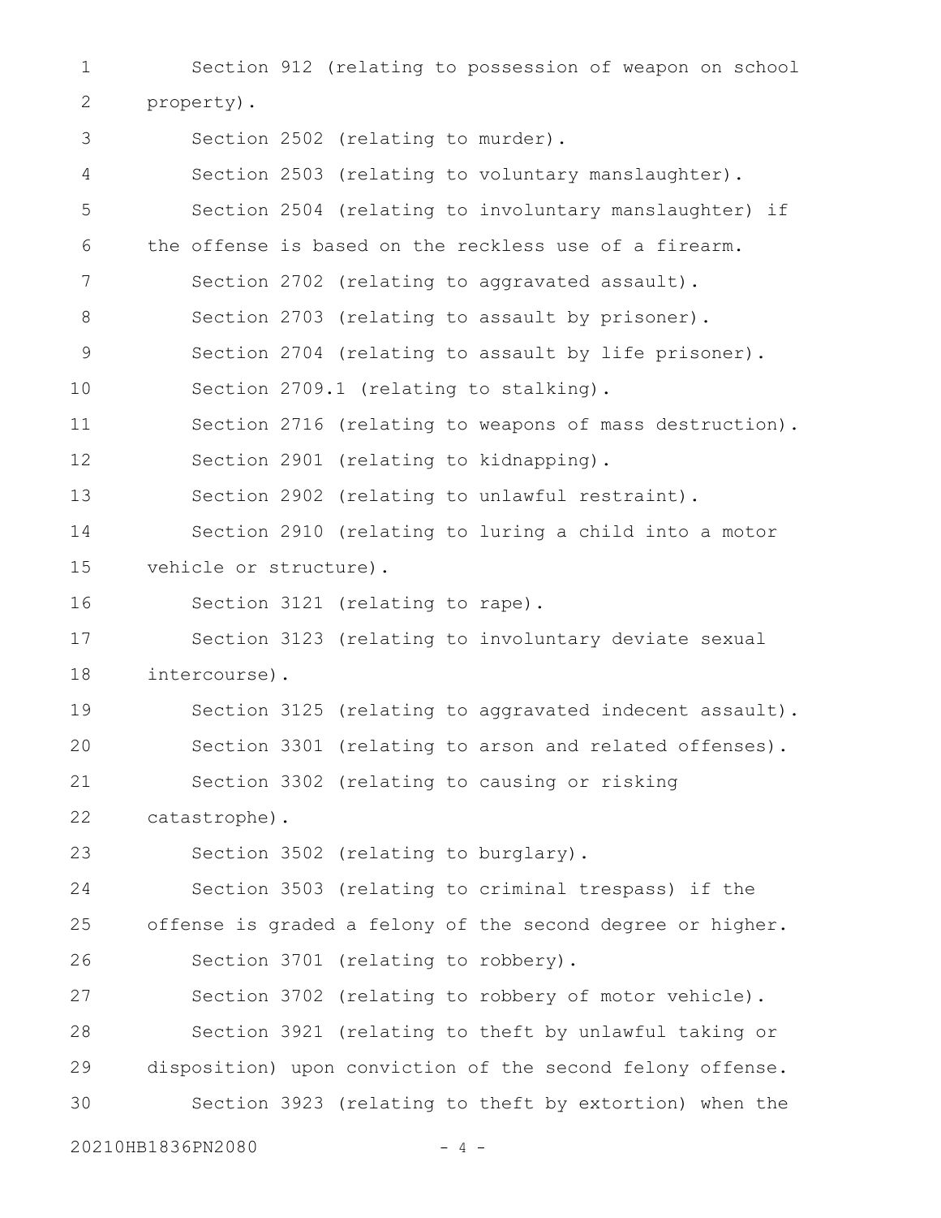Section 912 (relating to possession of weapon on school property).

Section 2502 (relating to murder).

Section 2503 (relating to voluntary manslaughter).

Section 2504 (relating to involuntary manslaughter) if the offense is based on the reckless use of a firearm.

Section 2702 (relating to aggravated assault).

Section 2703 (relating to assault by prisoner).

Section 2704 (relating to assault by life prisoner).

Section 2709.1 (relating to stalking).

Section 2716 (relating to weapons of mass destruction).

Section 2901 (relating to kidnapping).

Section 2902 (relating to unlawful restraint).

Section 2910 (relating to luring a child into a motor vehicle or structure).

Section 3121 (relating to rape).

Section 3123 (relating to involuntary deviate sexual intercourse).

Section 3125 (relating to aggravated indecent assault).

Section 3301 (relating to arson and related offenses).

Section 3302 (relating to causing or risking catastrophe).

Section 3502 (relating to burglary).

Section 3503 (relating to criminal trespass) if the offense is graded a felony of the second degree or higher.

Section 3701 (relating to robbery).

Section 3702 (relating to robbery of motor vehicle).

Section 3921 (relating to theft by unlawful taking or disposition) upon conviction of the second felony offense.

Section 3923 (relating to theft by extortion) when the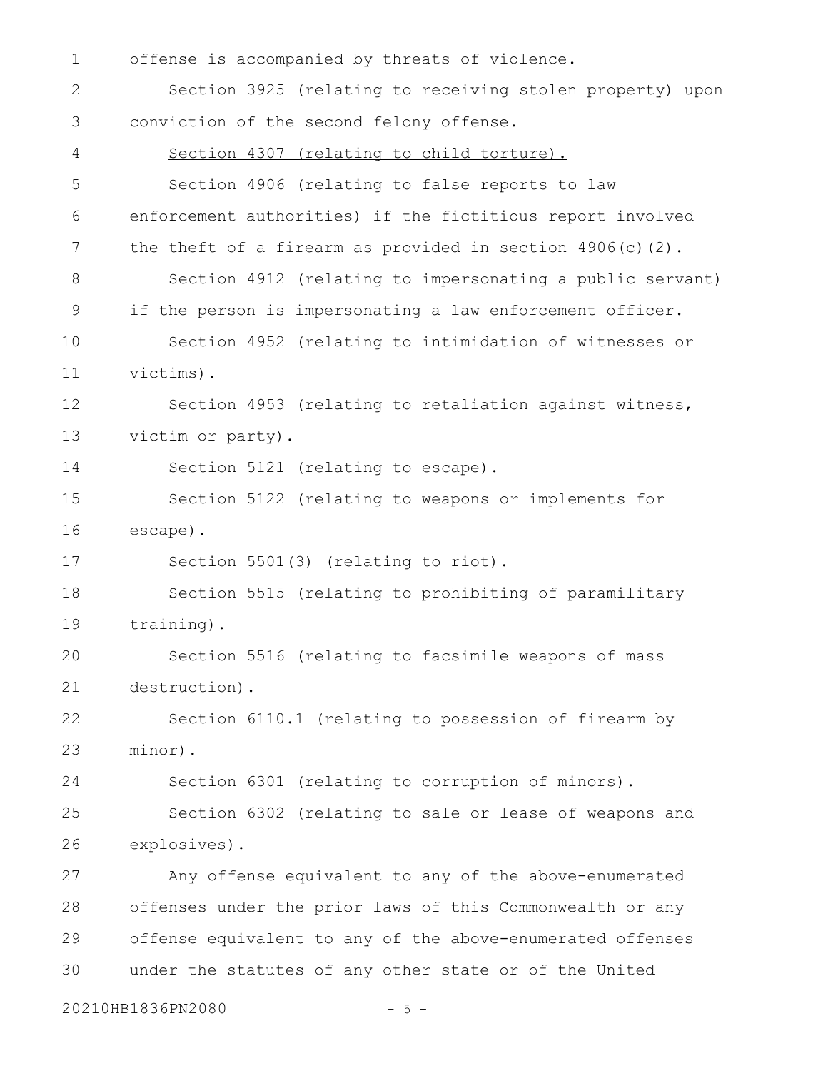offense is accompanied by threats of violence.

Section 3925 (relating to receiving stolen property) upon conviction of the second felony offense.

<u>Section 4307 (relating to child torture).</u>

Section 4906 (relating to false reports to law enforcement authorities) if the fictitious report involved the theft of a firearm as provided in section 4906(c)(2).

Section 4912 (relating to impersonating a public servant) if the person is impersonating a law enforcement officer.

Section 4952 (relating to intimidation of witnesses or victims).

Section 4953 (relating to retaliation against witness, victim or party).

Section 5121 (relating to escape).

Section 5122 (relating to weapons or implements for escape).

Section 5501(3) (relating to riot).

Section 5515 (relating to prohibiting of paramilitary training).

Section 5516 (relating to facsimile weapons of mass destruction).

Section 6110.1 (relating to possession of firearm by minor).

Section 6301 (relating to corruption of minors).

Section 6302 (relating to sale or lease of weapons and explosives).

Any offense equivalent to any of the above-enumerated offenses under the prior laws of this Commonwealth or any offense equivalent to any of the above-enumerated offenses under the statutes of any other state or of the United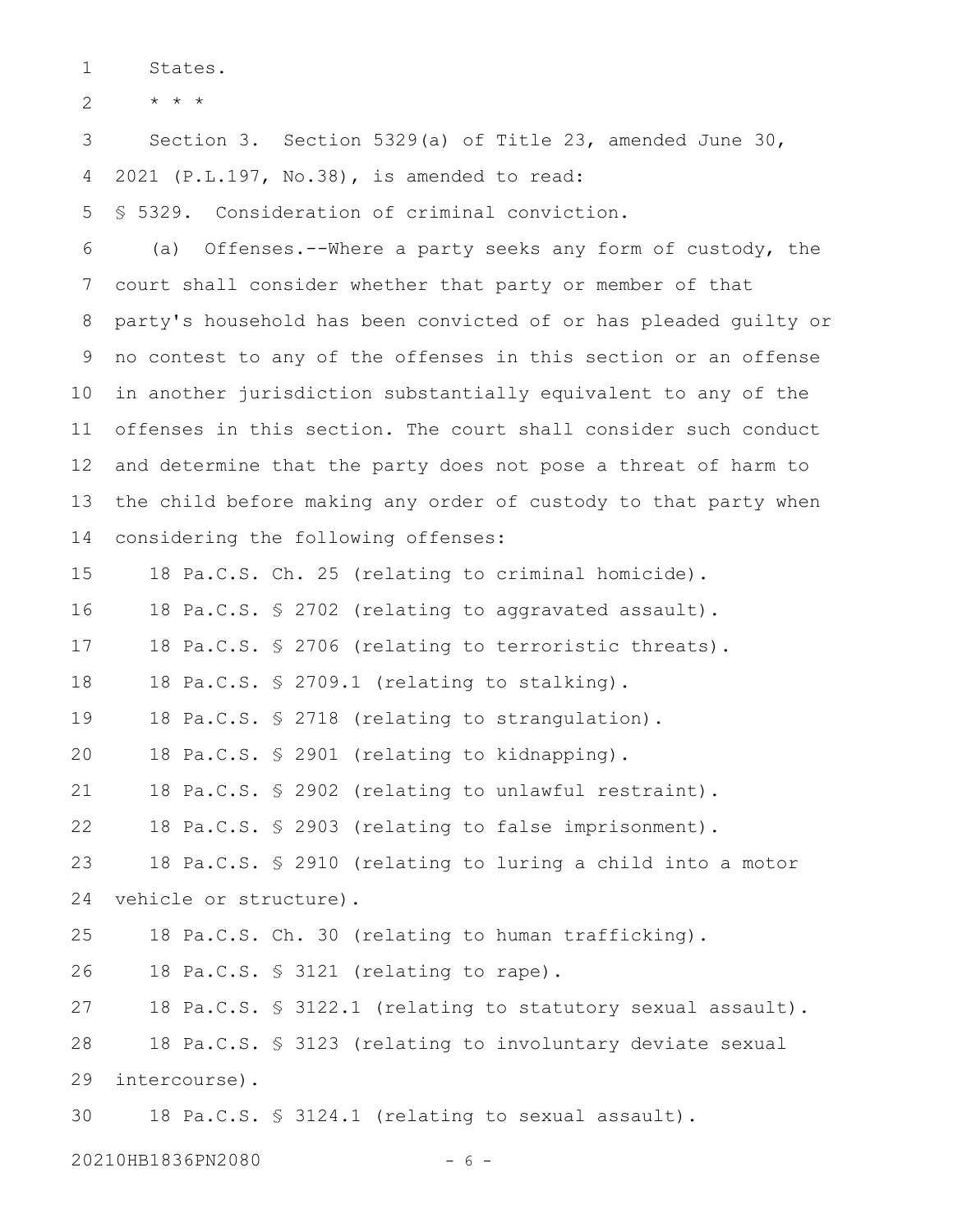States.

* * *

Section 3. Section 5329(a) of Title 23, amended June 30, 2021 (P.L.197, No.38), is amended to read:

§ 5329. Consideration of criminal conviction.

(a) Offenses.--Where a party seeks any form of custody, the court shall consider whether that party or member of that party's household has been convicted of or has pleaded guilty or no contest to any of the offenses in this section or an offense in another jurisdiction substantially equivalent to any of the offenses in this section. The court shall consider such conduct and determine that the party does not pose a threat of harm to the child before making any order of custody to that party when considering the following offenses:

18 Pa.C.S. Ch. 25 (relating to criminal homicide).

18 Pa.C.S. § 2702 (relating to aggravated assault).

18 Pa.C.S. § 2706 (relating to terroristic threats).

18 Pa.C.S. § 2709.1 (relating to stalking).

18 Pa.C.S. § 2718 (relating to strangulation).

18 Pa.C.S. § 2901 (relating to kidnapping).

18 Pa.C.S. § 2902 (relating to unlawful restraint).

18 Pa.C.S. § 2903 (relating to false imprisonment).

18 Pa.C.S. § 2910 (relating to luring a child into a motor vehicle or structure).

18 Pa.C.S. Ch. 30 (relating to human trafficking).

18 Pa.C.S. § 3121 (relating to rape).

18 Pa.C.S. § 3122.1 (relating to statutory sexual assault).

18 Pa.C.S. § 3123 (relating to involuntary deviate sexual intercourse).

18 Pa.C.S. § 3124.1 (relating to sexual assault).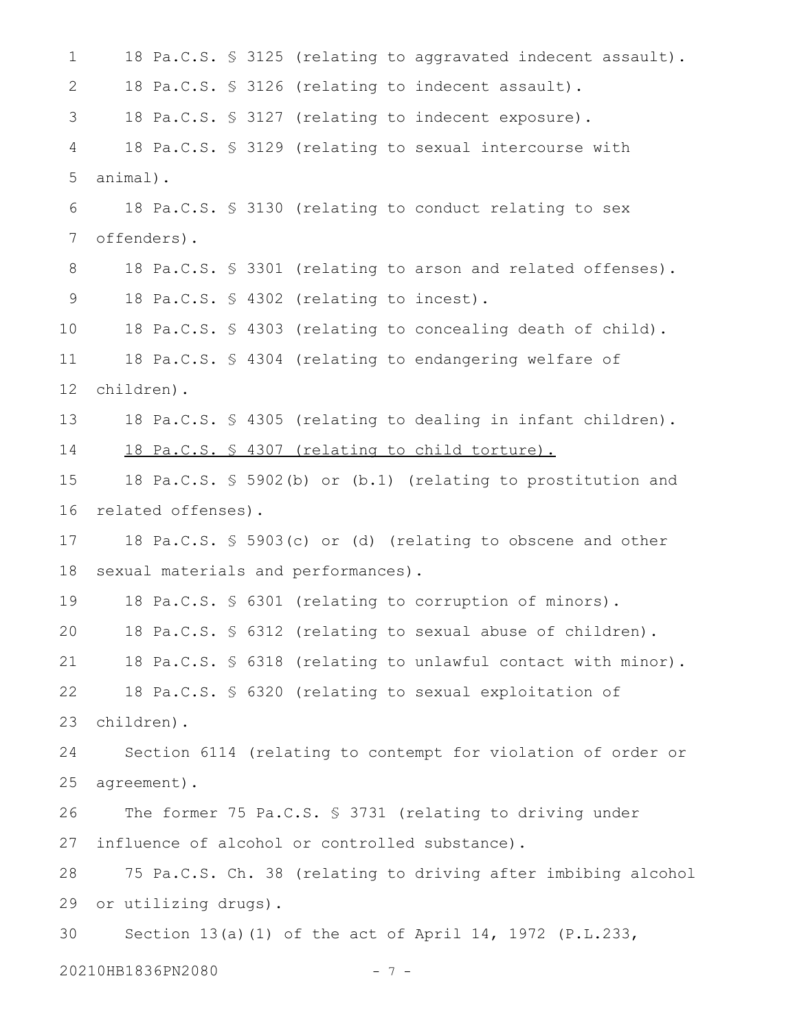18 Pa.C.S. § 3125 (relating to aggravated indecent assault).

18 Pa.C.S. § 3126 (relating to indecent assault).

18 Pa.C.S. § 3127 (relating to indecent exposure).

18 Pa.C.S. § 3129 (relating to sexual intercourse with animal).

18 Pa.C.S. § 3130 (relating to conduct relating to sex offenders).

18 Pa.C.S. § 3301 (relating to arson and related offenses).

18 Pa.C.S. § 4302 (relating to incest).

18 Pa.C.S. § 4303 (relating to concealing death of child).

18 Pa.C.S. § 4304 (relating to endangering welfare of children).

18 Pa.C.S. § 4305 (relating to dealing in infant children).

<u>18 Pa.C.S. § 4307 (relating to child torture).</u>

18 Pa.C.S. § 5902(b) or (b.1) (relating to prostitution and related offenses).

18 Pa.C.S. § 5903(c) or (d) (relating to obscene and other sexual materials and performances).

18 Pa.C.S. § 6301 (relating to corruption of minors).

18 Pa.C.S. § 6312 (relating to sexual abuse of children).

18 Pa.C.S. § 6318 (relating to unlawful contact with minor).

18 Pa.C.S. § 6320 (relating to sexual exploitation of children).

Section 6114 (relating to contempt for violation of order or agreement).

The former 75 Pa.C.S. § 3731 (relating to driving under influence of alcohol or controlled substance).

75 Pa.C.S. Ch. 38 (relating to driving after imbibing alcohol or utilizing drugs).

Section 13(a)(1) of the act of April 14, 1972 (P.L.233,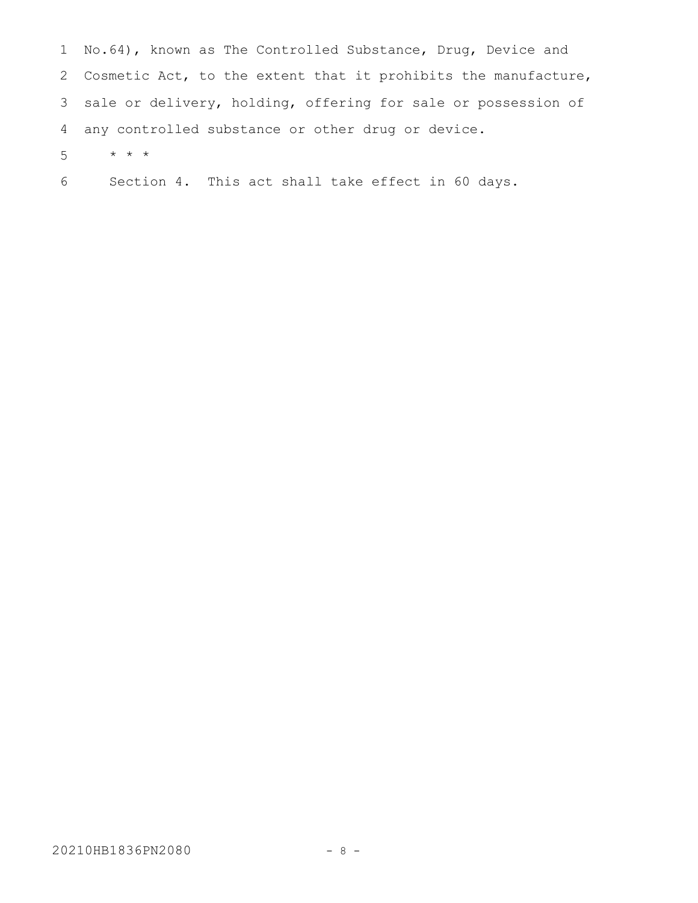No.64), known as The Controlled Substance, Drug, Device and Cosmetic Act, to the extent that it prohibits the manufacture, sale or delivery, holding, offering for sale or possession of any controlled substance or other drug or device.

\* \* \*

Section 4. This act shall take effect in 60 days.